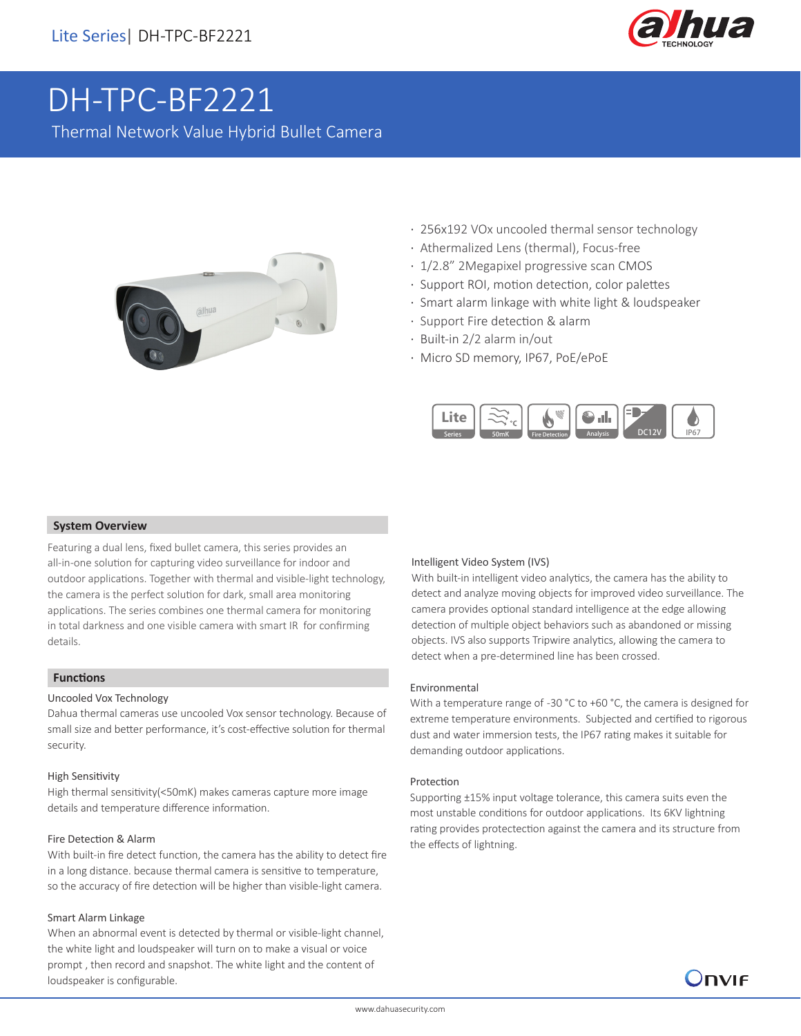Lite Series| DH-TPC-BF2221

# DH-TPC-BF2221

Thermal Network Value Hybrid Bullet Camera

- 256x192 VOx uncooled thermal sensor technology
- Athermalized Lens (thermal), Focus-free
- 1/2.8" 2Megapixel progressive scan CMOS
- Support ROI, motion detection, color palettes
- Smart alarm linkage with white light & loudspeaker
- Support Fire detection & alarm
- Built-in 2/2 alarm in/out
- Micro SD memory, IP67, PoE/ePoE

## System Overview

Featuring a dual lens, fixed bullet camera, this series provides an all-in-one solution for capturing video surveillance for indoor and outdoor applications. Together with thermal and visible-light technology, the camera is the perfect solution for dark, small area monitoring applications. The series combines one thermal camera for monitoring in total darkness and one visible camera with smart IR for confirming details.

## Functions

### Uncooled Vox Technology

Dahua thermal cameras use uncooled Vox sensor technology. Because of small size and better performance, it's cost-effective solution for thermal security.

### High Sensitivity

High thermal sensitivity(<50mK) makes cameras capture more image details and temperature difference information.

### Fire Detection & Alarm

With built-in fire detect function, the camera has the ability to detect fire in a long distance. because thermal camera is sensitive to temperature, so the accuracy of fire detection will be higher than visible-light camera.

### Smart Alarm Linkage

When an abnormal event is detected by thermal or visible-light channel, the white light and loudspeaker will turn on to make a visual or voice prompt , then record and snapshot. The white light and the content of loudspeaker is configurable.

### Intelligent Video System (IVS)

With built-in intelligent video analytics, the camera has the ability to detect and analyze moving objects for improved video surveillance. The camera provides optional standard intelligence at the edge allowing detection of multiple object behaviors such as abandoned or missing objects. IVS also supports Tripwire analytics, allowing the camera to detect when a pre-determined line has been crossed.

### Environmental

With a temperature range of -30 °C to +60 °C, the camera is designed for extreme temperature environments. Subjected and certified to rigorous dust and water immersion tests, the IP67 rating makes it suitable for demanding outdoor applications.

### Protection

Supporting ±15% input voltage tolerance, this camera suits even the most unstable conditions for outdoor applications. Its 6KV lightning rating provides protectection against the camera and its structure from the effects of lightning.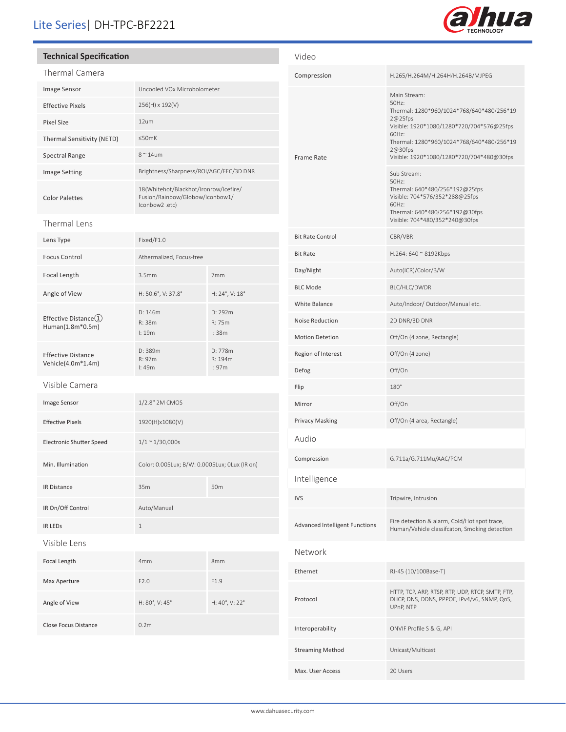## Technical Specification

### Thermal Camera

| | | |
|---|---|---|
| Image Sensor | Uncooled VOx Microbolometer | |
| Effective Pixels | 256(H) x 192(V) | |
| Pixel Size | 12um | |
| Thermal Sensitivity (NETD) | ≤50mK | |
| Spectral Range | 8 ~ 14um | |
| Image Setting | Brightness/Sharpness/ROI/AGC/FFC/3D DNR | |
| Color Palettes | 18(Whitehot/Blackhot/Ironrow/Icefire/ Fusion/Rainbow/Globow/Iconbow1/ Iconbow2 .etc) | |

### Thermal Lens

| | | |
|---|---|---|
| Lens Type | Fixed/F1.0 | |
| Focus Control | Athermalized, Focus-free | |
| Focal Length | 3.5mm | 7mm |
| Angle of View | H: 50.6°, V: 37.8° | H: 24°, V: 18° |
| Effective Distance① Human(1.8m*0.5m) | D: 146m R: 38m I: 19m | D: 292m R: 75m I: 38m |
| Effective Distance Vehicle(4.0m*1.4m) | D: 389m R: 97m I: 49m | D: 778m R: 194m I: 97m |

### Visible Camera

| | | |
|---|---|---|
| Image Sensor | 1/2.8" 2M CMOS | |
| Effective Pixels | 1920(H)x1080(V) | |
| Electronic Shutter Speed | 1/1 ~ 1/30,000s | |
| Min. Illumination | Color: 0.005Lux; B/W: 0.0005Lux; 0Lux (IR on) | |
| IR Distance | 35m | 50m |
| IR On/Off Control | Auto/Manual | |
| IR LEDs | 1 | |

### Visible Lens

| | | |
|---|---|---|
| Focal Length | 4mm | 8mm |
| Max Aperture | F2.0 | F1.9 |
| Angle of View | H: 80°, V: 45° | H: 40°, V: 22° |
| Close Focus Distance | 0.2m | |

### Video

| | |
|---|---|
| Compression | H.265/H.264M/H.264H/H.264B/MJPEG |
| Frame Rate | Main Stream: 50Hz: Thermal: 1280*960/1024*768/640*480/256*192@25fps Visible: 1920*1080/1280*720/704*576@25fps 60Hz: Thermal: 1280*960/1024*768/640*480/256*192@30fps Visible: 1920*1080/1280*720/704*480@30fps |
| | Sub Stream: 50Hz: Thermal: 640*480/256*192@25fps Visible: 704*576/352*288@25fps 60Hz: Thermal: 640*480/256*192@30fps Visible: 704*480/352*240@30fps |
| Bit Rate Control | CBR/VBR |
| Bit Rate | H.264: 640 ~ 8192Kbps |
| Day/Night | Auto(ICR)/Color/B/W |
| BLC Mode | BLC/HLC/DWDR |
| White Balance | Auto/Indoor/ Outdoor/Manual etc. |
| Noise Reduction | 2D DNR/3D DNR |
| Motion Detetion | Off/On (4 zone, Rectangle) |
| Region of Interest | Off/On (4 zone) |
| Defog | Off/On |
| Flip | 180° |
| Mirror | Off/On |
| Privacy Masking | Off/On (4 area, Rectangle) |

### Audio

| | |
|---|---|
| Compression | G.711a/G.711Mu/AAC/PCM |

### Intelligence

| | |
|---|---|
| IVS | Tripwire, Intrusion |
| Advanced Intelligent Functions | Fire detection & alarm, Cold/Hot spot trace, Human/Vehicle classifcaton, Smoking detection |

### Network

| | |
|---|---|
| Ethernet | RJ-45 (10/100Base-T) |
| Protocol | HTTP, TCP, ARP, RTSP, RTP, UDP, RTCP, SMTP, FTP, DHCP, DNS, DDNS, PPPOE, IPv4/v6, SNMP, QoS, UPnP, NTP |
| Interoperability | ONVIF Profile S & G, API |
| Streaming Method | Unicast/Multicast |
| Max. User Access | 20 Users |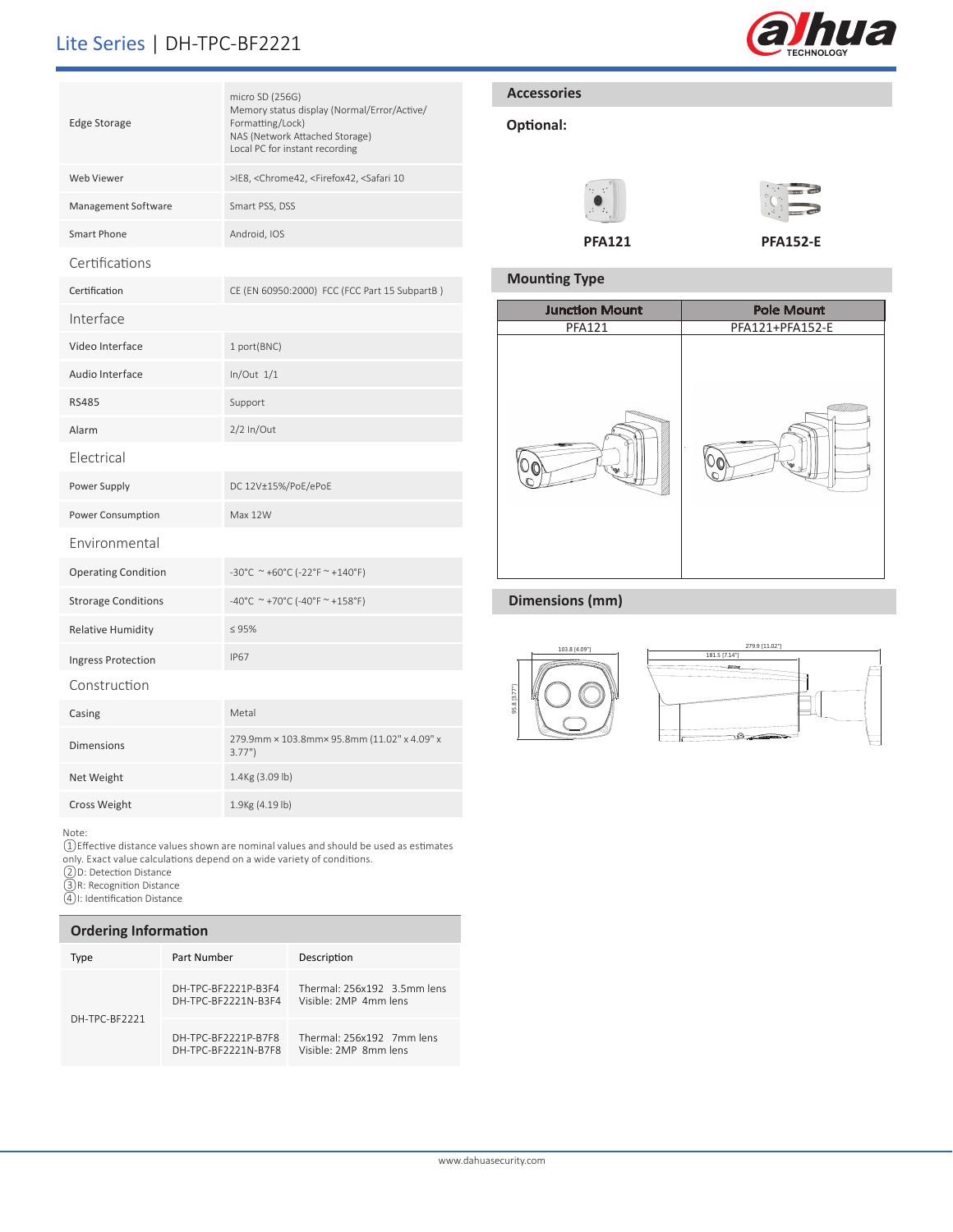| | |
|---|---|
| Edge Storage | micro SD (256G)<br>Memory status display (Normal/Error/Active/Formatting/Lock)<br>NAS (Network Attached Storage)<br>Local PC for instant recording |
| Web Viewer | >IE8, <Chrome42, <Firefox42, <Safari 10 |
| Management Software | Smart PSS, DSS |
| Smart Phone | Android, IOS |
| **Certifications** | |
| Certification | CE (EN 60950:2000) FCC (FCC Part 15 SubpartB ) |
| **Interface** | |
| Video Interface | 1 port(BNC) |
| Audio Interface | In/Out 1/1 |
| RS485 | Support |
| Alarm | 2/2 In/Out |
| **Electrical** | |
| Power Supply | DC 12V±15%/PoE/ePoE |
| Power Consumption | Max 12W |
| **Environmental** | |
| Operating Condition | -30°C ~ +60°C (-22°F ~ +140°F) |
| Strorage Conditions | -40°C ~ +70°C (-40°F ~ +158°F) |
| Relative Humidity | ≤ 95% |
| Ingress Protection | IP67 |
| **Construction** | |
| Casing | Metal |
| Dimensions | 279.9mm × 103.8mm× 95.8mm (11.02" x 4.09" x 3.77") |
| Net Weight | 1.4Kg (3.09 lb) |
| Cross Weight | 1.9Kg (4.19 lb) |

Note:
①Effective distance values shown are nominal values and should be used as estimates only. Exact value calculations depend on a wide variety of conditions.
②D: Detection Distance
③R: Recognition Distance
④I: Identification Distance

## Ordering Information

| Type | Part Number | Description |
|---|---|---|
| DH-TPC-BF2221 | DH-TPC-BF2221P-B3F4<br>DH-TPC-BF2221N-B3F4 | Thermal: 256x192 3.5mm lens<br>Visible: 2MP 4mm lens |
| | DH-TPC-BF2221P-B7F8<br>DH-TPC-BF2221N-B7F8 | Thermal: 256x192 7mm lens<br>Visible: 2MP 8mm lens |

## Accessories

**Optional:**

PFA121

PFA152-E

## Mounting Type

| Junction Mount | Pole Mount |
|---|---|
| PFA121 | PFA121+PFA152-E |

## Dimensions (mm)

103.8 [4.09"]

95.8 [3.77"]

279.9 [11.02"]

181.5 [7.14"]